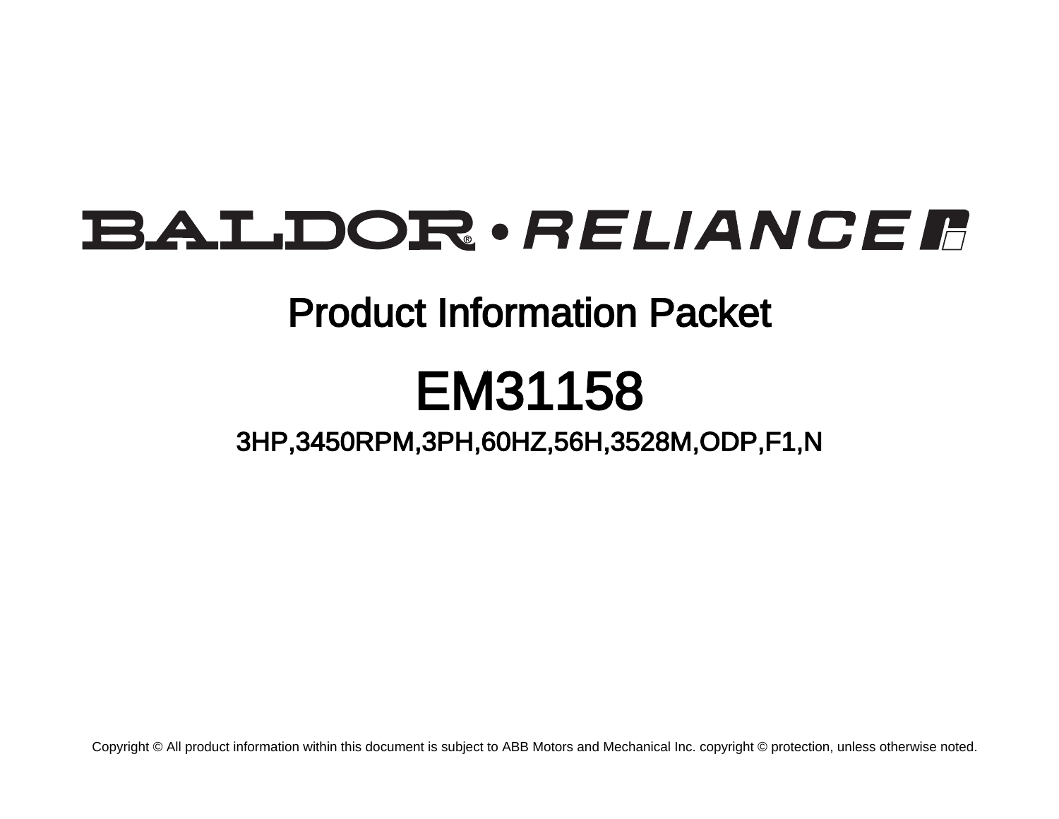# BALDOR • RELIANCE

## Product Information Packet

# EM31158

### 3HP,3450RPM,3PH,60HZ,56H,3528M,ODP,F1,N

Copyright © All product information within this document is subject to ABB Motors and Mechanical Inc. copyright © protection, unless otherwise noted.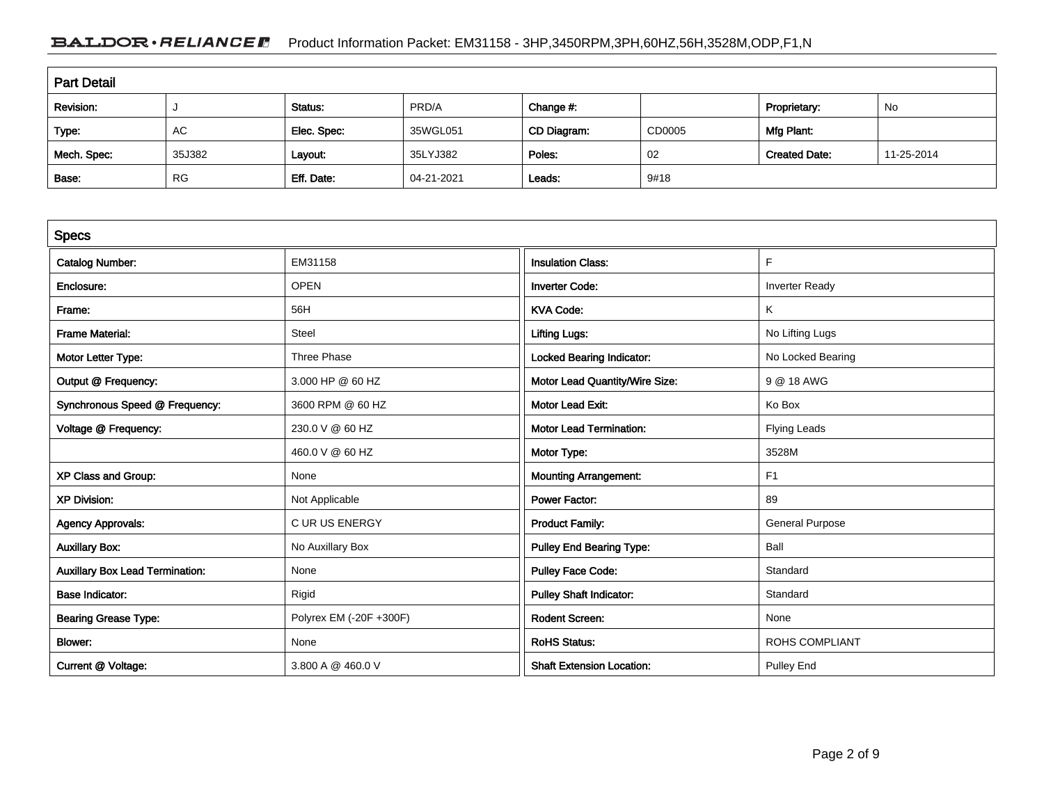Product Information Packet: EM31158 - 3HP,3450RPM,3PH,60HZ,56H,3528M,ODP,F1,N

## Part Detail

| Revision: | J | Status: | PRD/A | Change #: | | Proprietary: | No |
|---|---|---|---|---|---|---|---|
| Type: | AC | Elec. Spec: | 35WGL051 | CD Diagram: | CD0005 | Mfg Plant: | |
| Mech. Spec: | 35J382 | Layout: | 35LYJ382 | Poles: | 02 | Created Date: | 11-25-2014 |
| Base: | RG | Eff. Date: | 04-21-2021 | Leads: | 9#18 | | |

## Specs

| Catalog Number: | EM31158 | Insulation Class: | F |
|---|---|---|---|
| Enclosure: | OPEN | Inverter Code: | Inverter Ready |
| Frame: | 56H | KVA Code: | K |
| Frame Material: | Steel | Lifting Lugs: | No Lifting Lugs |
| Motor Letter Type: | Three Phase | Locked Bearing Indicator: | No Locked Bearing |
| Output @ Frequency: | 3.000 HP @ 60 HZ | Motor Lead Quantity/Wire Size: | 9 @ 18 AWG |
| Synchronous Speed @ Frequency: | 3600 RPM @ 60 HZ | Motor Lead Exit: | Ko Box |
| Voltage @ Frequency: | 230.0 V @ 60 HZ | Motor Lead Termination: | Flying Leads |
| | 460.0 V @ 60 HZ | Motor Type: | 3528M |
| XP Class and Group: | None | Mounting Arrangement: | F1 |
| XP Division: | Not Applicable | Power Factor: | 89 |
| Agency Approvals: | C UR US ENERGY | Product Family: | General Purpose |
| Auxillary Box: | No Auxillary Box | Pulley End Bearing Type: | Ball |
| Auxillary Box Lead Termination: | None | Pulley Face Code: | Standard |
| Base Indicator: | Rigid | Pulley Shaft Indicator: | Standard |
| Bearing Grease Type: | Polyrex EM (-20F +300F) | Rodent Screen: | None |
| Blower: | None | RoHS Status: | ROHS COMPLIANT |
| Current @ Voltage: | 3.800 A @ 460.0 V | Shaft Extension Location: | Pulley End |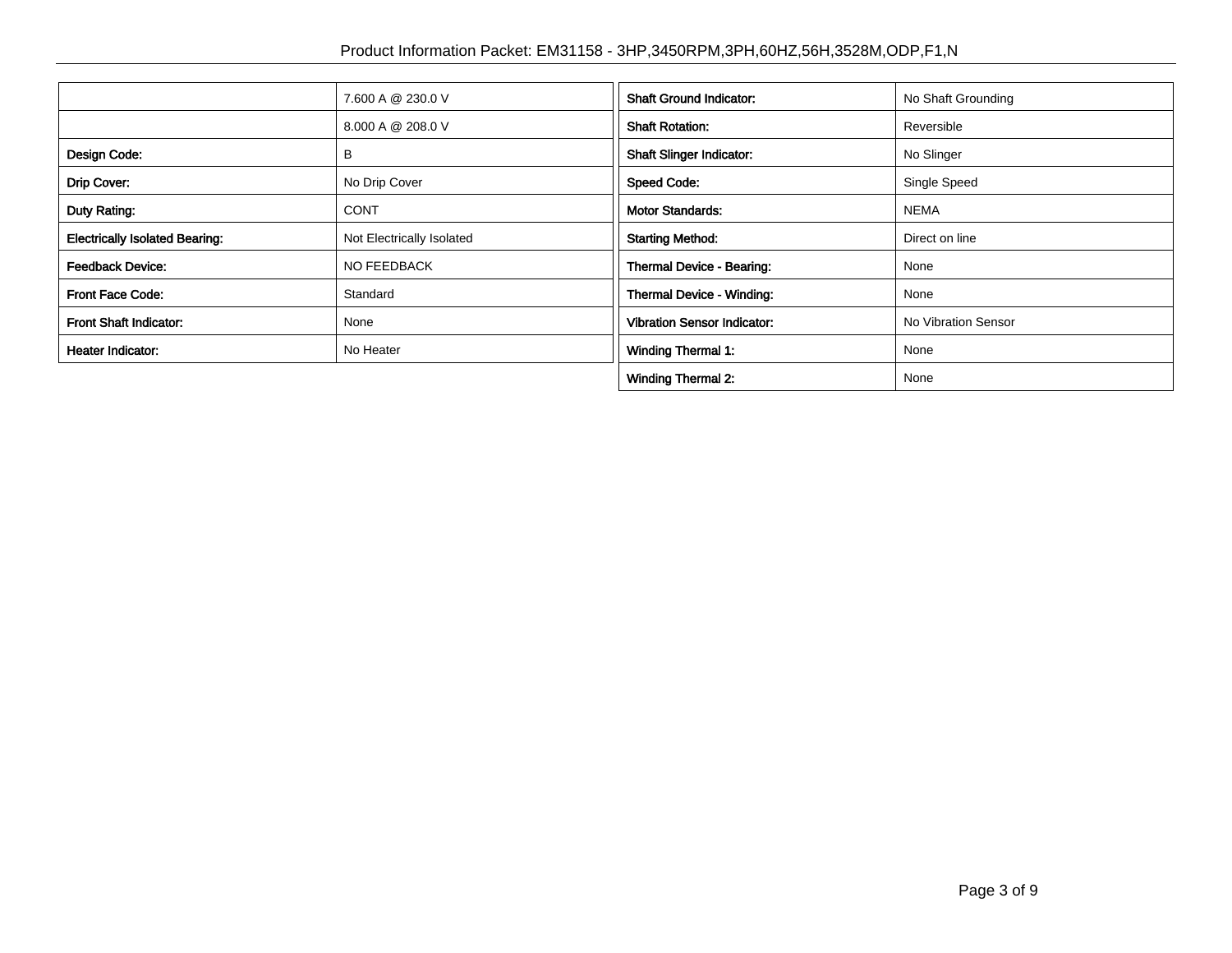| | |
|---|---|
| | 7.600 A @ 230.0 V |
| | 8.000 A @ 208.0 V |
| **Design Code:** | B |
| **Drip Cover:** | No Drip Cover |
| **Duty Rating:** | CONT |
| **Electrically Isolated Bearing:** | Not Electrically Isolated |
| **Feedback Device:** | NO FEEDBACK |
| **Front Face Code:** | Standard |
| **Front Shaft Indicator:** | None |
| **Heater Indicator:** | No Heater |

| | |
|---|---|
| **Shaft Ground Indicator:** | No Shaft Grounding |
| **Shaft Rotation:** | Reversible |
| **Shaft Slinger Indicator:** | No Slinger |
| **Speed Code:** | Single Speed |
| **Motor Standards:** | NEMA |
| **Starting Method:** | Direct on line |
| **Thermal Device - Bearing:** | None |
| **Thermal Device - Winding:** | None |
| **Vibration Sensor Indicator:** | No Vibration Sensor |
| **Winding Thermal 1:** | None |
| **Winding Thermal 2:** | None |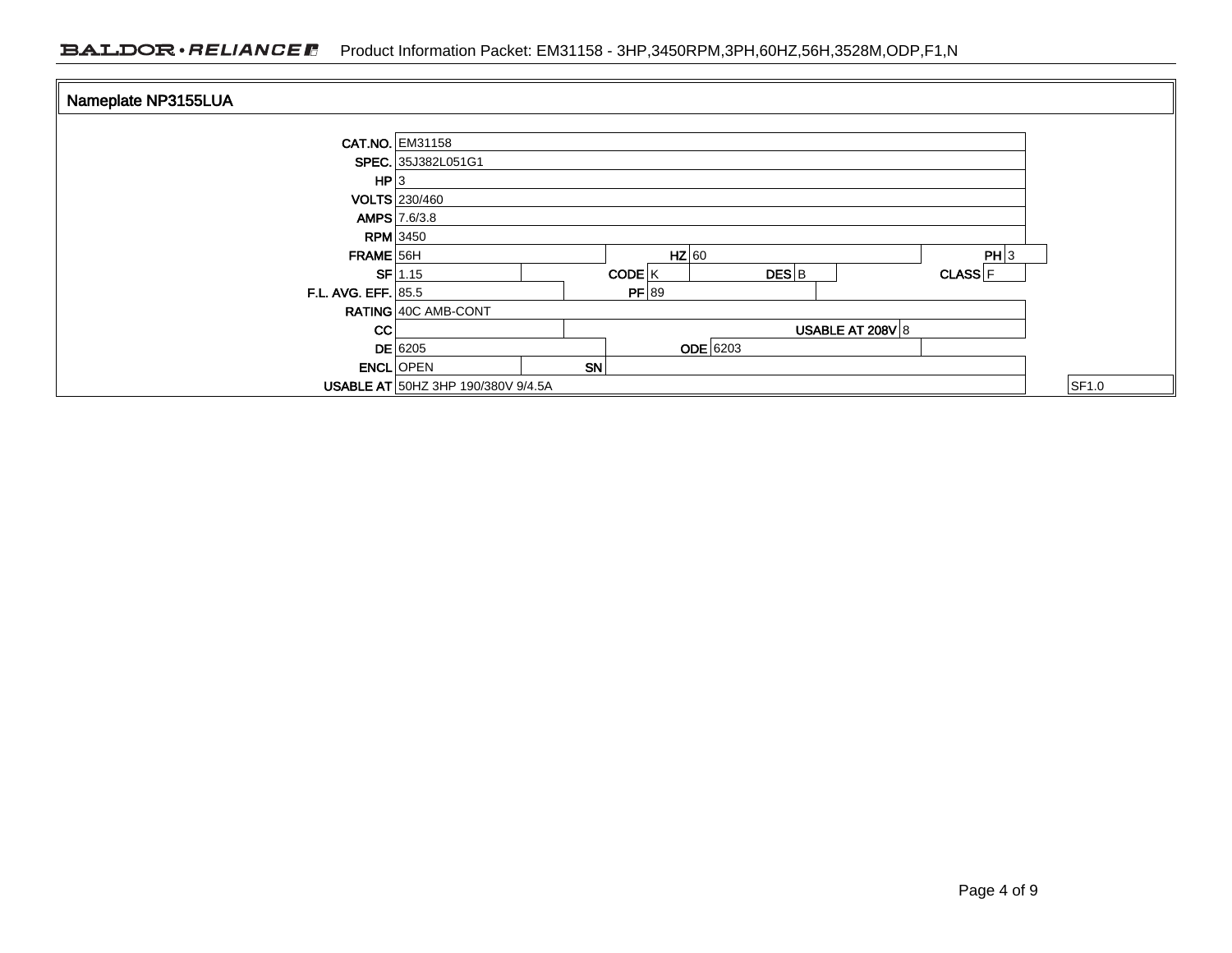## Nameplate NP3155LUA

| Field | Value | | | | | |
|---|---|---|---|---|---|---|
| CAT.NO. | EM31158 | | | | | |
| SPEC. | 35J382L051G1 | | | | | |
| HP | 3 | | | | | |
| VOLTS | 230/460 | | | | | |
| AMPS | 7.6/3.8 | | | | | |
| RPM | 3450 | | | | | |
| FRAME | 56H | HZ | 60 | PH | 3 | |
| SF | 1.15 | CODE | K | DES | B | CLASS F |
| F.L. AVG. EFF. | 85.5 | PF | 89 | | | |
| RATING | 40C AMB-CONT | | | | | |
| CC | | USABLE AT 208V | 8 | | | |
| DE | 6205 | ODE | 6203 | | | |
| ENCL | OPEN | SN | | | | |
| USABLE AT | 50HZ 3HP 190/380V 9/4.5A | | | | | SF1.0 |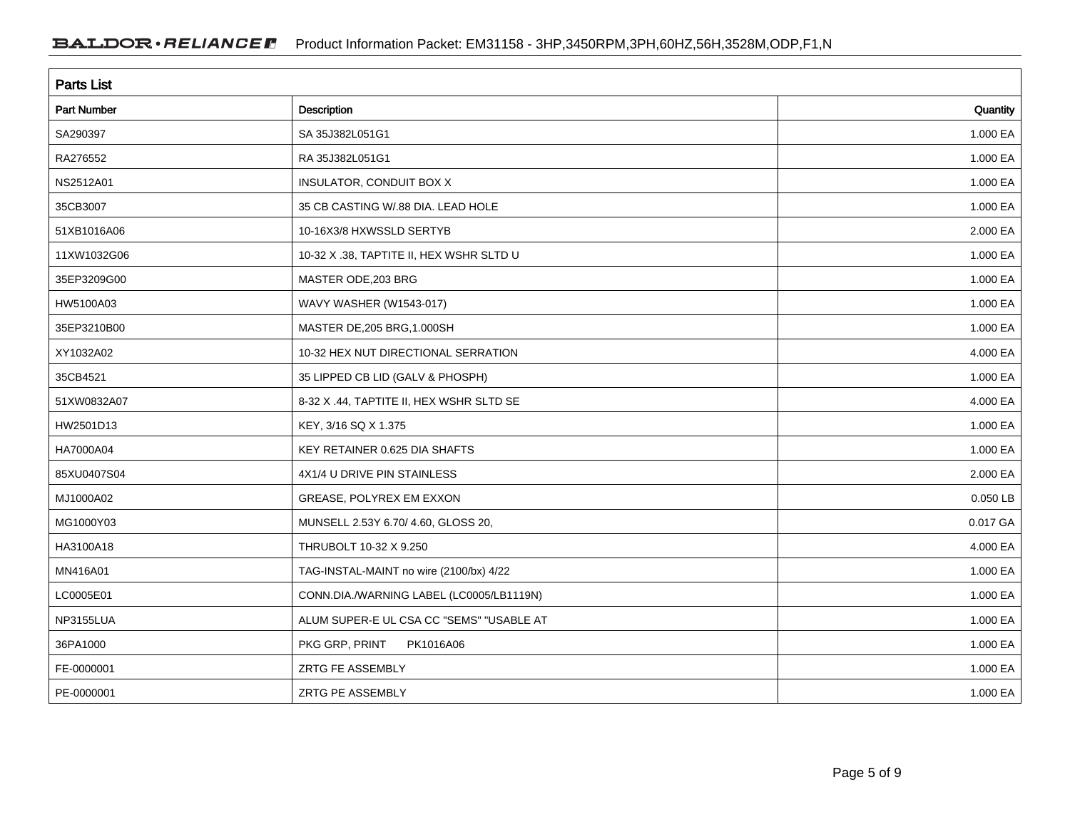## Parts List

| Part Number | Description | Quantity |
|---|---|---|
| SA290397 | SA 35J382L051G1 | 1.000 EA |
| RA276552 | RA 35J382L051G1 | 1.000 EA |
| NS2512A01 | INSULATOR, CONDUIT BOX X | 1.000 EA |
| 35CB3007 | 35 CB CASTING W/.88 DIA. LEAD HOLE | 1.000 EA |
| 51XB1016A06 | 10-16X3/8 HXWSSLD SERTYB | 2.000 EA |
| 11XW1032G06 | 10-32 X .38, TAPTITE II, HEX WSHR SLTD U | 1.000 EA |
| 35EP3209G00 | MASTER ODE,203 BRG | 1.000 EA |
| HW5100A03 | WAVY WASHER (W1543-017) | 1.000 EA |
| 35EP3210B00 | MASTER DE,205 BRG,1.000SH | 1.000 EA |
| XY1032A02 | 10-32 HEX NUT DIRECTIONAL SERRATION | 4.000 EA |
| 35CB4521 | 35 LIPPED CB LID (GALV & PHOSPH) | 1.000 EA |
| 51XW0832A07 | 8-32 X .44, TAPTITE II, HEX WSHR SLTD SE | 4.000 EA |
| HW2501D13 | KEY, 3/16 SQ X 1.375 | 1.000 EA |
| HA7000A04 | KEY RETAINER 0.625 DIA SHAFTS | 1.000 EA |
| 85XU0407S04 | 4X1/4 U DRIVE PIN STAINLESS | 2.000 EA |
| MJ1000A02 | GREASE, POLYREX EM EXXON | 0.050 LB |
| MG1000Y03 | MUNSELL 2.53Y 6.70/ 4.60, GLOSS 20, | 0.017 GA |
| HA3100A18 | THRUBOLT 10-32 X 9.250 | 4.000 EA |
| MN416A01 | TAG-INSTAL-MAINT no wire (2100/bx) 4/22 | 1.000 EA |
| LC0005E01 | CONN.DIA./WARNING LABEL (LC0005/LB1119N) | 1.000 EA |
| NP3155LUA | ALUM SUPER-E UL CSA CC "SEMS" "USABLE AT | 1.000 EA |
| 36PA1000 | PKG GRP, PRINT PK1016A06 | 1.000 EA |
| FE-0000001 | ZRTG FE ASSEMBLY | 1.000 EA |
| PE-0000001 | ZRTG PE ASSEMBLY | 1.000 EA |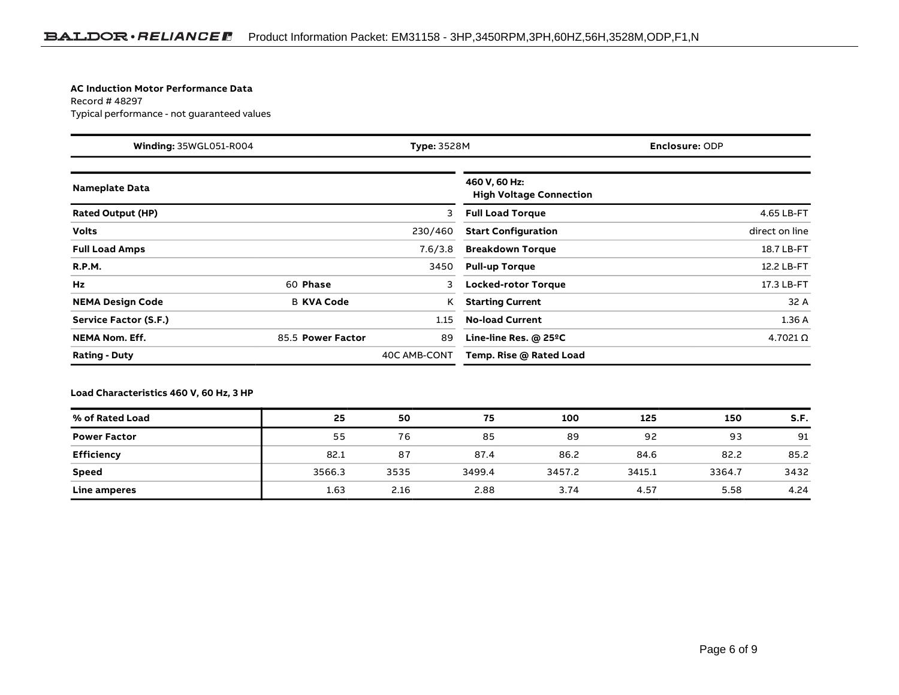**AC Induction Motor Performance Data**
Record # 48297
Typical performance - not guaranteed values

| **Winding:** 35WGL051-R004 | **Type:** 3528M | **Enclosure:** ODP |
|---|---|---|

| **Nameplate Data** | | | | **460 V, 60 Hz: High Voltage Connection** | |
|---|---|---|---|---|---|
| **Rated Output (HP)** | | | 3 | **Full Load Torque** | 4.65 LB-FT |
| **Volts** | | | 230/460 | **Start Configuration** | direct on line |
| **Full Load Amps** | | | 7.6/3.8 | **Breakdown Torque** | 18.7 LB-FT |
| **R.P.M.** | | | 3450 | **Pull-up Torque** | 12.2 LB-FT |
| **Hz** | 60 | **Phase** | 3 | **Locked-rotor Torque** | 17.3 LB-FT |
| **NEMA Design Code** | B | **KVA Code** | K | **Starting Current** | 32 A |
| **Service Factor (S.F.)** | | | 1.15 | **No-load Current** | 1.36 A |
| **NEMA Nom. Eff.** | 85.5 | **Power Factor** | 89 | **Line-line Res. @ 25ºC** | 4.7021 Ω |
| **Rating - Duty** | | | 40C AMB-CONT | **Temp. Rise @ Rated Load** | |

**Load Characteristics 460 V, 60 Hz, 3 HP**

| % of Rated Load | 25 | 50 | 75 | 100 | 125 | 150 | S.F. |
|---|---|---|---|---|---|---|---|
| **Power Factor** | 55 | 76 | 85 | 89 | 92 | 93 | 91 |
| **Efficiency** | 82.1 | 87 | 87.4 | 86.2 | 84.6 | 82.2 | 85.2 |
| **Speed** | 3566.3 | 3535 | 3499.4 | 3457.2 | 3415.1 | 3364.7 | 3432 |
| **Line amperes** | 1.63 | 2.16 | 2.88 | 3.74 | 4.57 | 5.58 | 4.24 |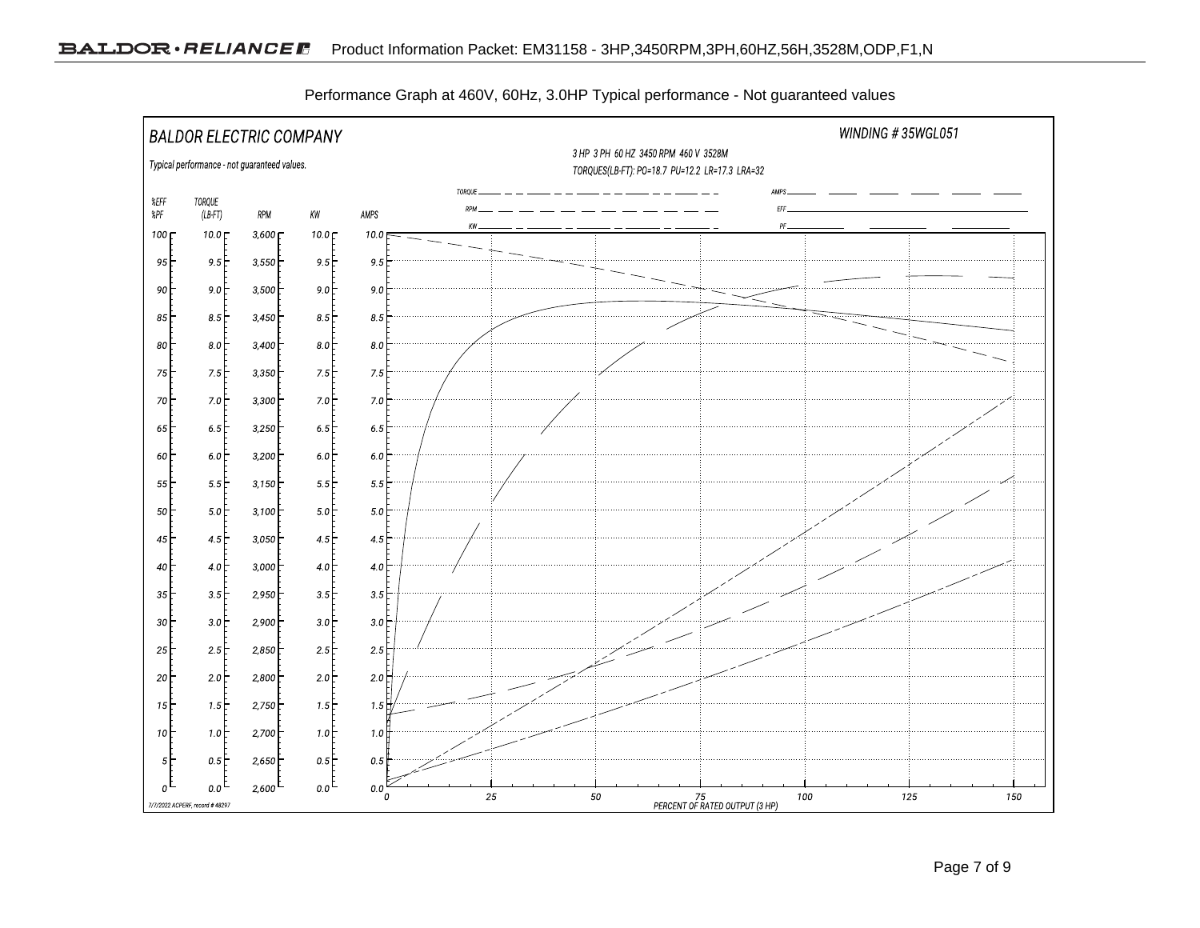Performance Graph at 460V, 60Hz, 3.0HP Typical performance - Not guaranteed values

BALDOR ELECTRIC COMPANY

WINDING # 35WGL051

Typical performance - not guaranteed values.

3 HP 3 PH 60 HZ 3450 RPM 460 V 3528M

TORQUES(LB-FT): PO=18.7 PU=12.2 LR=17.3 LRA=32

TORQUE, RPM, KW, AMPS, EFF, PF

| %EFF %PF | TORQUE (LB-FT) | RPM | KW | AMPS |
|---|---|---|---|---|
| 100 | 10.0 | 3,600 | 10.0 | 10.0 |
| 95 | 9.5 | 3,550 | 9.5 | 9.5 |
| 90 | 9.0 | 3,500 | 9.0 | 9.0 |
| 85 | 8.5 | 3,450 | 8.5 | 8.5 |
| 80 | 8.0 | 3,400 | 8.0 | 8.0 |
| 75 | 7.5 | 3,350 | 7.5 | 7.5 |
| 70 | 7.0 | 3,300 | 7.0 | 7.0 |
| 65 | 6.5 | 3,250 | 6.5 | 6.5 |
| 60 | 6.0 | 3,200 | 6.0 | 6.0 |
| 55 | 5.5 | 3,150 | 5.5 | 5.5 |
| 50 | 5.0 | 3,100 | 5.0 | 5.0 |
| 45 | 4.5 | 3,050 | 4.5 | 4.5 |
| 40 | 4.0 | 3,000 | 4.0 | 4.0 |
| 35 | 3.5 | 2,950 | 3.5 | 3.5 |
| 30 | 3.0 | 2,900 | 3.0 | 3.0 |
| 25 | 2.5 | 2,850 | 2.5 | 2.5 |
| 20 | 2.0 | 2,800 | 2.0 | 2.0 |
| 15 | 1.5 | 2,750 | 1.5 | 1.5 |
| 10 | 1.0 | 2,700 | 1.0 | 1.0 |
| 5 | 0.5 | 2,650 | 0.5 | 0.5 |
| 0 | 0.0 | 2,600 | 0.0 | 0.0 |

PERCENT OF RATED OUTPUT (3 HP): 0, 25, 50, 75, 100, 125, 150

7/7/2022 ACPERF, record # 48297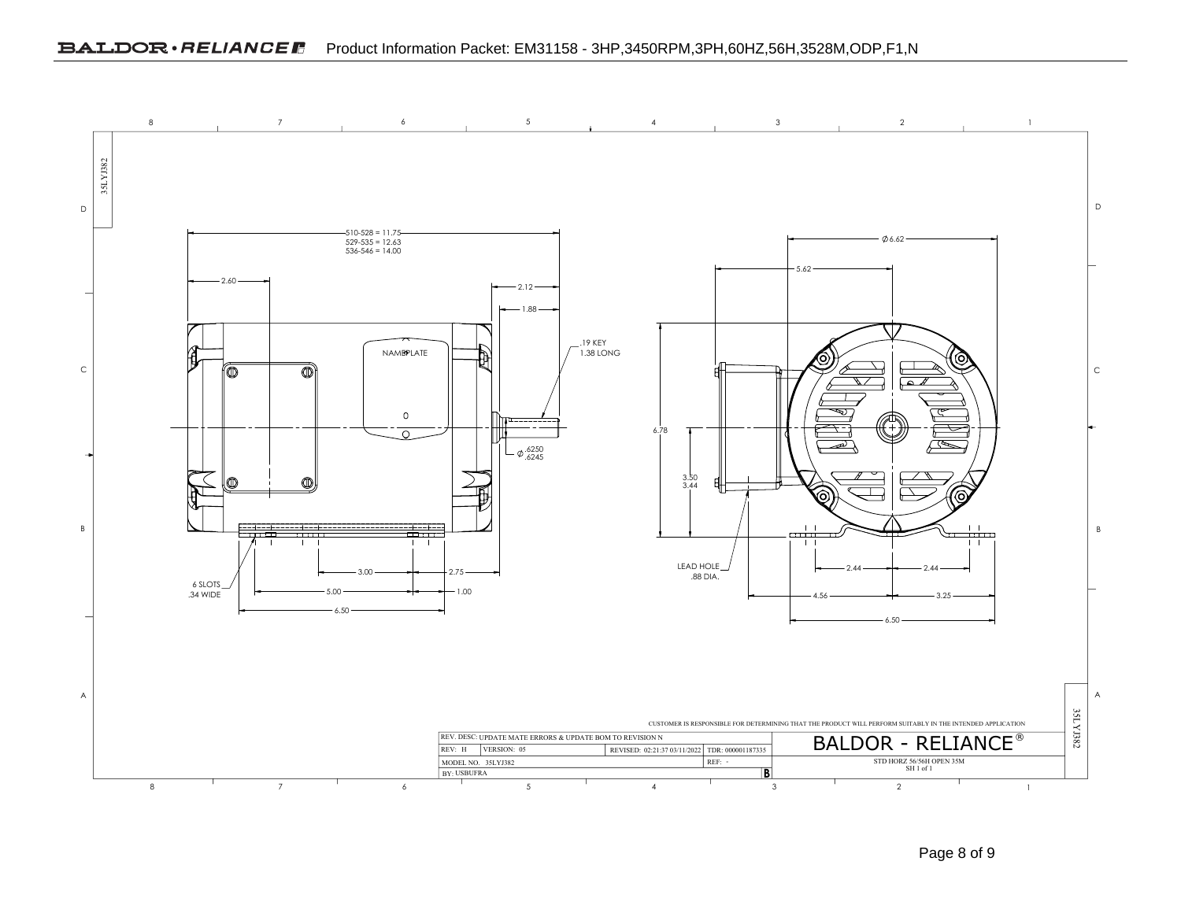35LYJ382

510-528 = 11.75
529-535 = 12.63
536-546 = 14.00

2.60

2.12

1.88

.19 KEY
1.38 LONG

NAMEPLATE

Ø .6250 .6245

3.00

2.75

6 SLOTS
.34 WIDE

5.00

1.00

6.50

Ø 6.62

5.62

6.78

3.50
3.44

LEAD HOLE
.88 DIA.

2.44

2.44

4.56

3.25

6.50

CUSTOMER IS RESPONSIBLE FOR DETERMINING THAT THE PRODUCT WILL PERFORM SUITABLY IN THE INTENDED APPLICATION

| REV. DESC: UPDATE MATE ERRORS & UPDATE BOM TO REVISION N | | | |
|---|---|---|---|
| REV: H | VERSION: 05 | REVISED: 02:21:37 03/11/2022 | TDR: 000001187335 |
| MODEL NO. 35LYJ382 | | | REF: - |
| BY: USBUFRA | | | B |

BALDOR - RELIANCE®

STD HORZ 56/56H OPEN 35M
SH 1 of 1

35LYJ382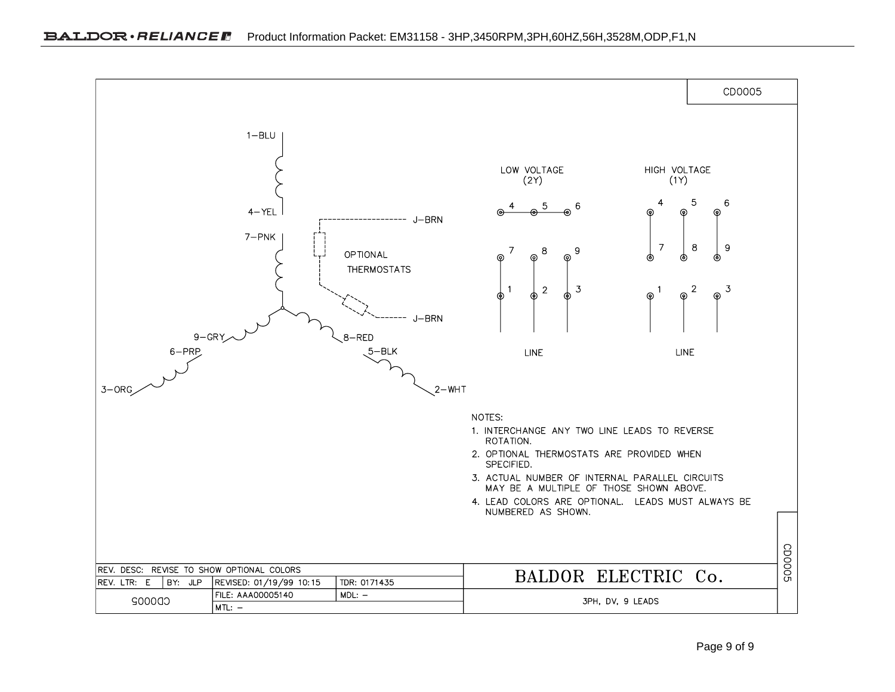CD0005

1–BLU

4–YEL

7–PNK

J–BRN

OPTIONAL

THERMOSTATS

J–BRN

9–GRY

8–RED

6–PRP

5–BLK

3–ORG

2–WHT

LOW VOLTAGE
(2Y)

4 5 6

7 8 9

1 2 3

LINE

HIGH VOLTAGE
(1Y)

4 5 6

7 8 9

1 2 3

LINE

NOTES:

1. INTERCHANGE ANY TWO LINE LEADS TO REVERSE ROTATION.
2. OPTIONAL THERMOSTATS ARE PROVIDED WHEN SPECIFIED.
3. ACTUAL NUMBER OF INTERNAL PARALLEL CIRCUITS MAY BE A MULTIPLE OF THOSE SHOWN ABOVE.
4. LEAD COLORS ARE OPTIONAL. LEADS MUST ALWAYS BE NUMBERED AS SHOWN.

| | | | | |
|---|---|---|---|---|
| REV. DESC: REVISE TO SHOW OPTIONAL COLORS | | | | BALDOR ELECTRIC Co. |
| REV. LTR: E | BY: JLP | REVISED: 01/19/99 10:15 | TDR: 0171435 | |
| CD0005 | | FILE: AAA00005140 | MDL: – | 3PH, DV, 9 LEADS |
| | | MTL: – | | |

CD0005